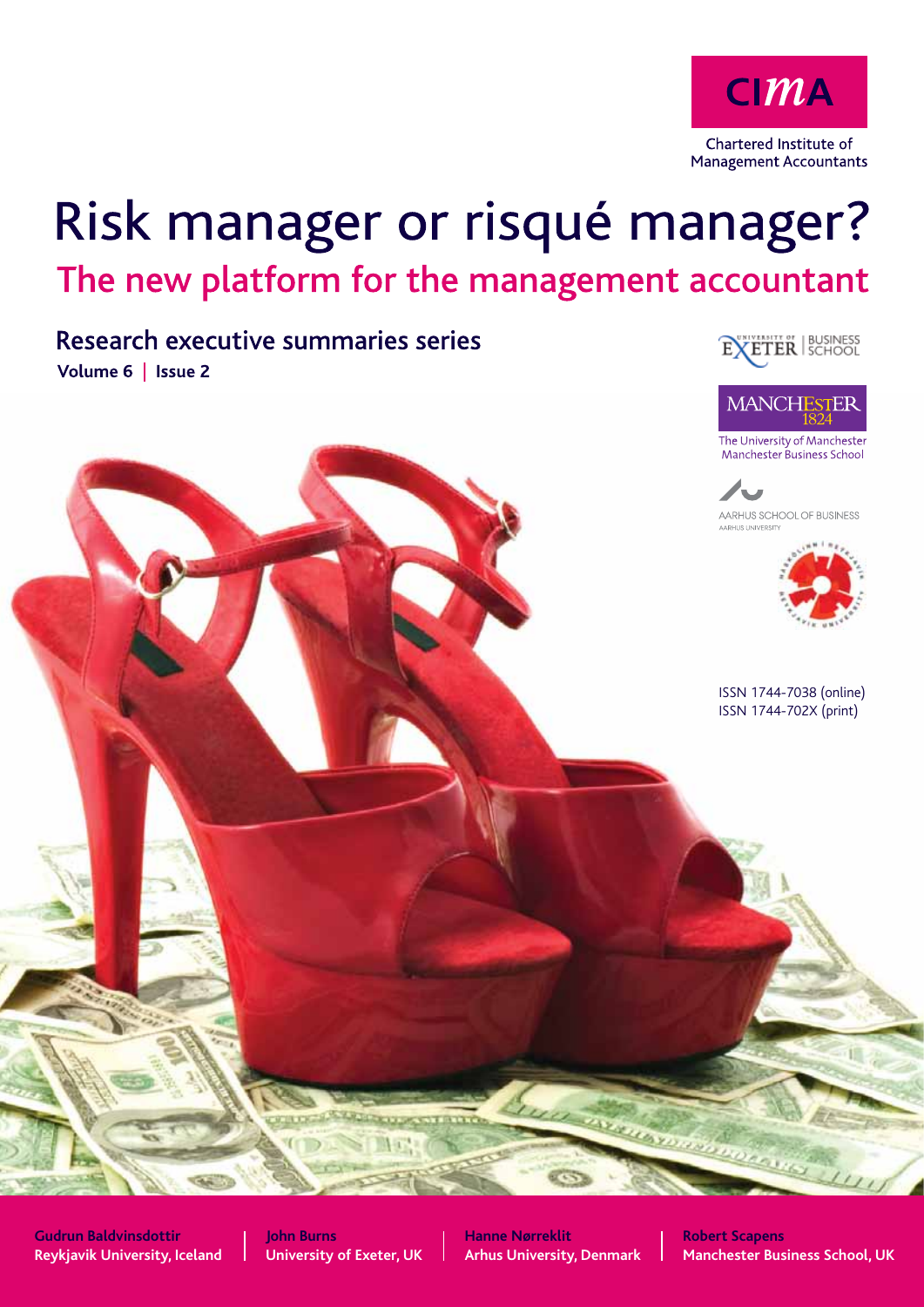CIMA

Chartered Institute of Management Accountants

# Risk manager or risqué manager?

## The new platform for the management accountant

### Research executive summaries series

**Volume 6 | Issue 2**

University of Exeter Business School

Manchester 1824 The University of Manchester Manchester Business School

Aarhus School of Business Aarhus University

Reykjavik University

ISSN 1744-7038 (online)
ISSN 1744-702X (print)

**Gudrun Baldvinsdottir**
**Reykjavik University, Iceland**

**John Burns**
**University of Exeter, UK**

**Hanne Nørreklit**
**Arhus University, Denmark**

**Robert Scapens**
**Manchester Business School, UK**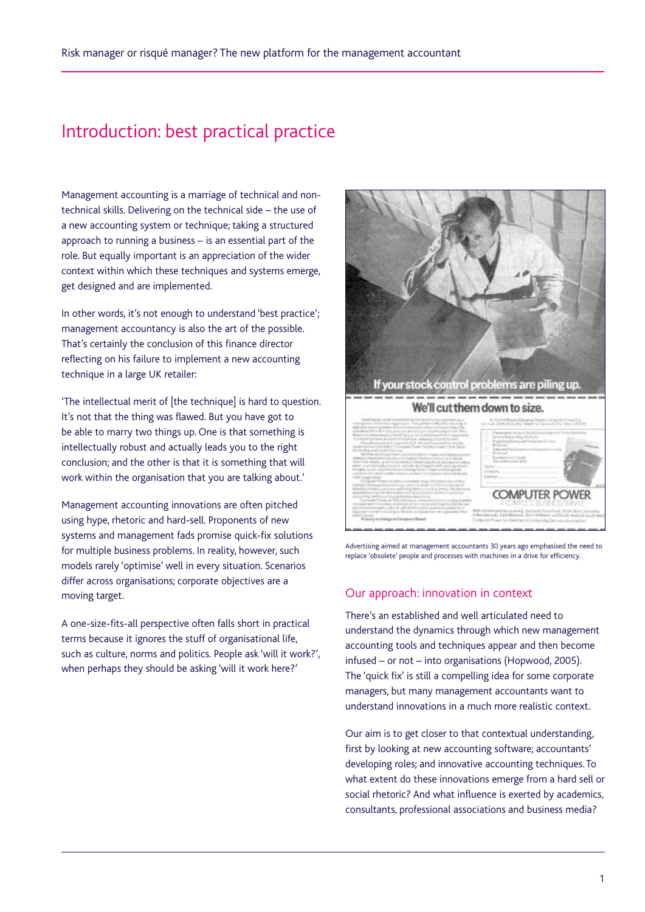# Introduction: best practical practice

Management accounting is a marriage of technical and non-technical skills. Delivering on the technical side – the use of a new accounting system or technique; taking a structured approach to running a business – is an essential part of the role. But equally important is an appreciation of the wider context within which these techniques and systems emerge, get designed and are implemented.

In other words, it's not enough to understand 'best practice'; management accountancy is also the art of the possible. That's certainly the conclusion of this finance director reflecting on his failure to implement a new accounting technique in a large UK retailer:

'The intellectual merit of [the technique] is hard to question. It's not that the thing was flawed. But you have got to be able to marry two things up. One is that something is intellectually robust and actually leads you to the right conclusion; and the other is that it is something that will work within the organisation that you are talking about.'

Management accounting innovations are often pitched using hype, rhetoric and hard-sell. Proponents of new systems and management fads promise quick-fix solutions for multiple business problems. In reality, however, such models rarely 'optimise' well in every situation. Scenarios differ across organisations; corporate objectives are a moving target.

A one-size-fits-all perspective often falls short in practical terms because it ignores the stuff of organisational life, such as culture, norms and politics. People ask 'will it work?', when perhaps they should be asking 'will it work here?'

Advertising aimed at management accountants 30 years ago emphasised the need to replace 'obsolete' people and processes with machines in a drive for efficiency.

## Our approach: innovation in context

There's an established and well articulated need to understand the dynamics through which new management accounting tools and techniques appear and then become infused – or not – into organisations (Hopwood, 2005). The 'quick fix' is still a compelling idea for some corporate managers, but many management accountants want to understand innovations in a much more realistic context.

Our aim is to get closer to that contextual understanding, first by looking at new accounting software; accountants' developing roles; and innovative accounting techniques. To what extent do these innovations emerge from a hard sell or social rhetoric? And what influence is exerted by academics, consultants, professional associations and business media?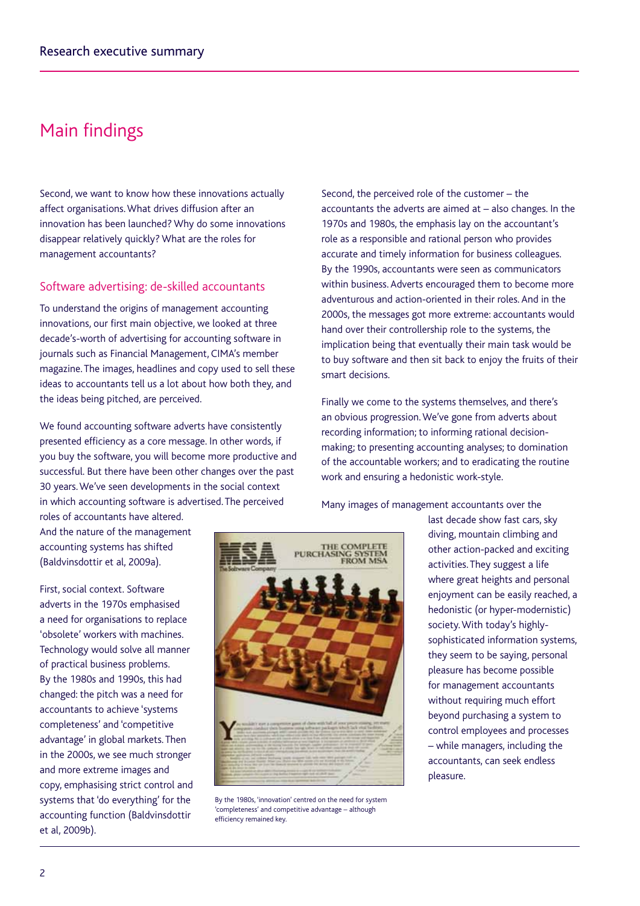# Main findings

Second, we want to know how these innovations actually affect organisations. What drives diffusion after an innovation has been launched? Why do some innovations disappear relatively quickly? What are the roles for management accountants?

## Software advertising: de-skilled accountants

To understand the origins of management accounting innovations, our first main objective, we looked at three decade's-worth of advertising for accounting software in journals such as Financial Management, CIMA's member magazine. The images, headlines and copy used to sell these ideas to accountants tell us a lot about how both they, and the ideas being pitched, are perceived.

We found accounting software adverts have consistently presented efficiency as a core message. In other words, if you buy the software, you will become more productive and successful. But there have been other changes over the past 30 years. We've seen developments in the social context in which accounting software is advertised. The perceived roles of accountants have altered. And the nature of the management accounting systems has shifted (Baldvinsdottir et al, 2009a).

First, social context. Software adverts in the 1970s emphasised a need for organisations to replace 'obsolete' workers with machines. Technology would solve all manner of practical business problems. By the 1980s and 1990s, this had changed: the pitch was a need for accountants to achieve 'systems completeness' and 'competitive advantage' in global markets. Then in the 2000s, we see much stronger and more extreme images and copy, emphasising strict control and systems that 'do everything' for the accounting function (Baldvinsdottir et al, 2009b).

By the 1980s, 'innovation' centred on the need for system 'completeness' and competitive advantage – although efficiency remained key.

Second, the perceived role of the customer – the accountants the adverts are aimed at – also changes. In the 1970s and 1980s, the emphasis lay on the accountant's role as a responsible and rational person who provides accurate and timely information for business colleagues. By the 1990s, accountants were seen as communicators within business. Adverts encouraged them to become more adventurous and action-oriented in their roles. And in the 2000s, the messages got more extreme: accountants would hand over their controllership role to the systems, the implication being that eventually their main task would be to buy software and then sit back to enjoy the fruits of their smart decisions.

Finally we come to the systems themselves, and there's an obvious progression. We've gone from adverts about recording information; to informing rational decision-making; to presenting accounting analyses; to domination of the accountable workers; and to eradicating the routine work and ensuring a hedonistic work-style.

Many images of management accountants over the last decade show fast cars, sky diving, mountain climbing and other action-packed and exciting activities. They suggest a life where great heights and personal enjoyment can be easily reached, a hedonistic (or hyper-modernistic) society. With today's highly-sophisticated information systems, they seem to be saying, personal pleasure has become possible for management accountants without requiring much effort beyond purchasing a system to control employees and processes – while managers, including the accountants, can seek endless pleasure.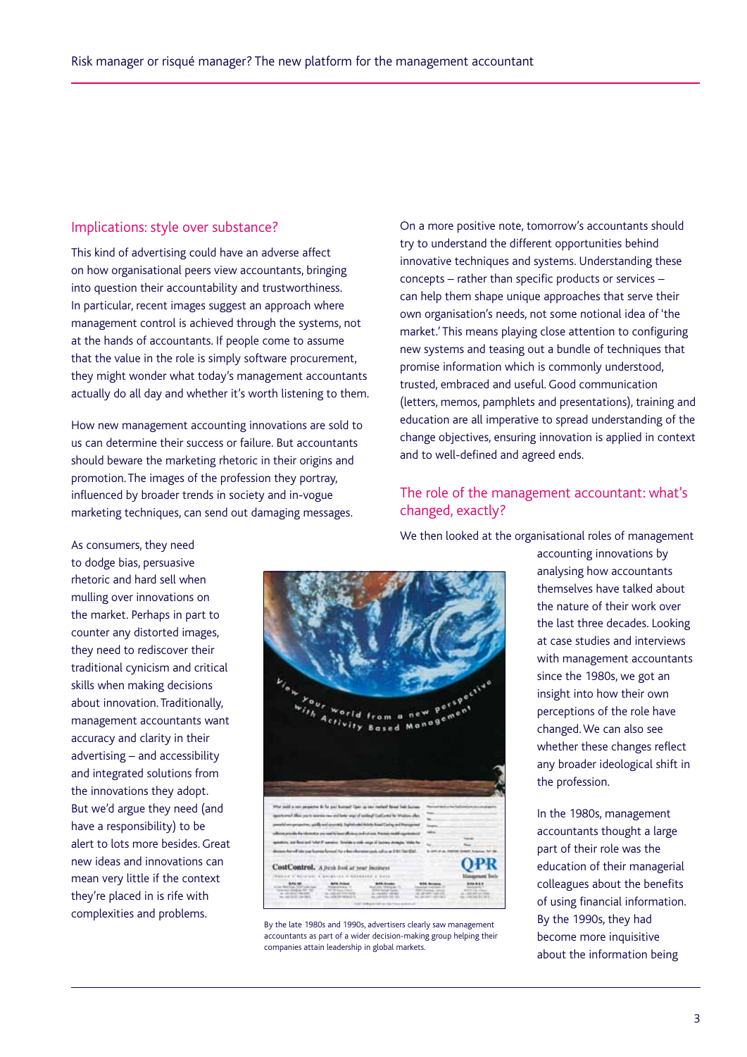## Implications: style over substance?

This kind of advertising could have an adverse affect on how organisational peers view accountants, bringing into question their accountability and trustworthiness. In particular, recent images suggest an approach where management control is achieved through the systems, not at the hands of accountants. If people come to assume that the value in the role is simply software procurement, they might wonder what today's management accountants actually do all day and whether it's worth listening to them.

How new management accounting innovations are sold to us can determine their success or failure. But accountants should beware the marketing rhetoric in their origins and promotion. The images of the profession they portray, influenced by broader trends in society and in-vogue marketing techniques, can send out damaging messages.

As consumers, they need to dodge bias, persuasive rhetoric and hard sell when mulling over innovations on the market. Perhaps in part to counter any distorted images, they need to rediscover their traditional cynicism and critical skills when making decisions about innovation. Traditionally, management accountants want accuracy and clarity in their advertising – and accessibility and integrated solutions from the innovations they adopt. But we'd argue they need (and have a responsibility) to be alert to lots more besides. Great new ideas and innovations can mean very little if the context they're placed in is rife with complexities and problems.

By the late 1980s and 1990s, advertisers clearly saw management accountants as part of a wider decision-making group helping their companies attain leadership in global markets.

On a more positive note, tomorrow's accountants should try to understand the different opportunities behind innovative techniques and systems. Understanding these concepts – rather than specific products or services – can help them shape unique approaches that serve their own organisation's needs, not some notional idea of 'the market.' This means playing close attention to configuring new systems and teasing out a bundle of techniques that promise information which is commonly understood, trusted, embraced and useful. Good communication (letters, memos, pamphlets and presentations), training and education are all imperative to spread understanding of the change objectives, ensuring innovation is applied in context and to well-defined and agreed ends.

## The role of the management accountant: what's changed, exactly?

We then looked at the organisational roles of management accounting innovations by analysing how accountants themselves have talked about the nature of their work over the last three decades. Looking at case studies and interviews with management accountants since the 1980s, we got an insight into how their own perceptions of the role have changed. We can also see whether these changes reflect any broader ideological shift in the profession.

In the 1980s, management accountants thought a large part of their role was the education of their managerial colleagues about the benefits of using financial information. By the 1990s, they had become more inquisitive about the information being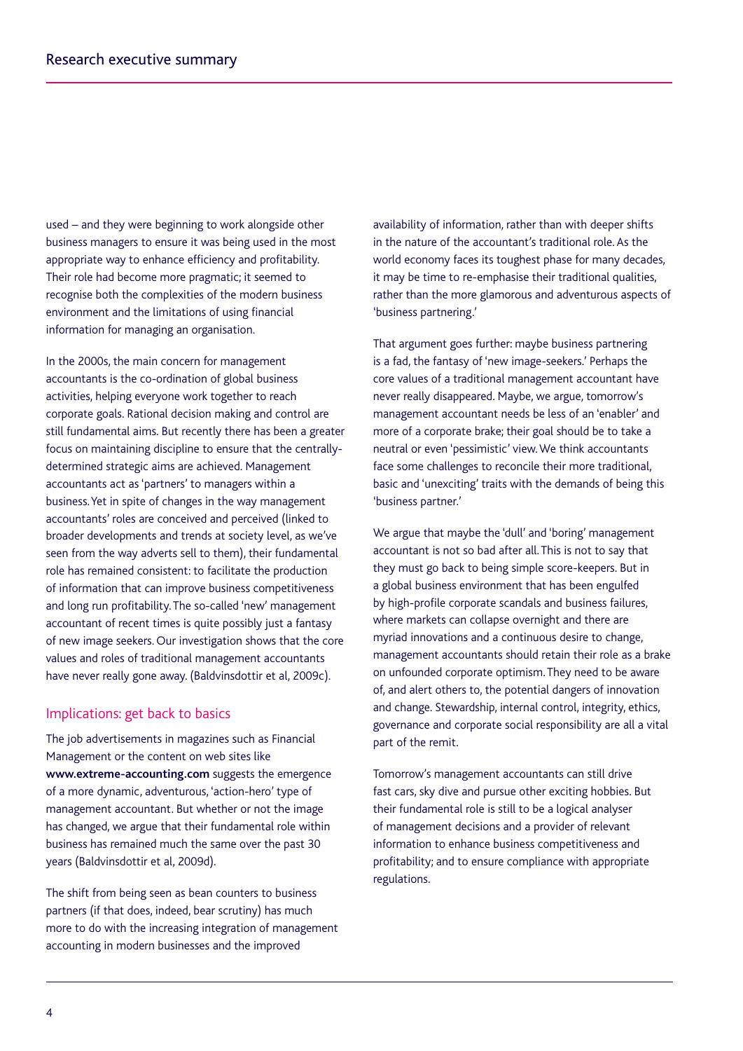used – and they were beginning to work alongside other business managers to ensure it was being used in the most appropriate way to enhance efficiency and profitability. Their role had become more pragmatic; it seemed to recognise both the complexities of the modern business environment and the limitations of using financial information for managing an organisation.

In the 2000s, the main concern for management accountants is the co-ordination of global business activities, helping everyone work together to reach corporate goals. Rational decision making and control are still fundamental aims. But recently there has been a greater focus on maintaining discipline to ensure that the centrally-determined strategic aims are achieved. Management accountants act as 'partners' to managers within a business. Yet in spite of changes in the way management accountants' roles are conceived and perceived (linked to broader developments and trends at society level, as we've seen from the way adverts sell to them), their fundamental role has remained consistent: to facilitate the production of information that can improve business competitiveness and long run profitability. The so-called 'new' management accountant of recent times is quite possibly just a fantasy of new image seekers. Our investigation shows that the core values and roles of traditional management accountants have never really gone away. (Baldvinsdottir et al, 2009c).

## Implications: get back to basics

The job advertisements in magazines such as Financial Management or the content on web sites like **www.extreme-accounting.com** suggests the emergence of a more dynamic, adventurous, 'action-hero' type of management accountant. But whether or not the image has changed, we argue that their fundamental role within business has remained much the same over the past 30 years (Baldvinsdottir et al, 2009d).

The shift from being seen as bean counters to business partners (if that does, indeed, bear scrutiny) has much more to do with the increasing integration of management accounting in modern businesses and the improved availability of information, rather than with deeper shifts in the nature of the accountant's traditional role. As the world economy faces its toughest phase for many decades, it may be time to re-emphasise their traditional qualities, rather than the more glamorous and adventurous aspects of 'business partnering.'

That argument goes further: maybe business partnering is a fad, the fantasy of 'new image-seekers.' Perhaps the core values of a traditional management accountant have never really disappeared. Maybe, we argue, tomorrow's management accountant needs be less of an 'enabler' and more of a corporate brake; their goal should be to take a neutral or even 'pessimistic' view. We think accountants face some challenges to reconcile their more traditional, basic and 'unexciting' traits with the demands of being this 'business partner.'

We argue that maybe the 'dull' and 'boring' management accountant is not so bad after all. This is not to say that they must go back to being simple score-keepers. But in a global business environment that has been engulfed by high-profile corporate scandals and business failures, where markets can collapse overnight and there are myriad innovations and a continuous desire to change, management accountants should retain their role as a brake on unfounded corporate optimism. They need to be aware of, and alert others to, the potential dangers of innovation and change. Stewardship, internal control, integrity, ethics, governance and corporate social responsibility are all a vital part of the remit.

Tomorrow's management accountants can still drive fast cars, sky dive and pursue other exciting hobbies. But their fundamental role is still to be a logical analyser of management decisions and a provider of relevant information to enhance business competitiveness and profitability; and to ensure compliance with appropriate regulations.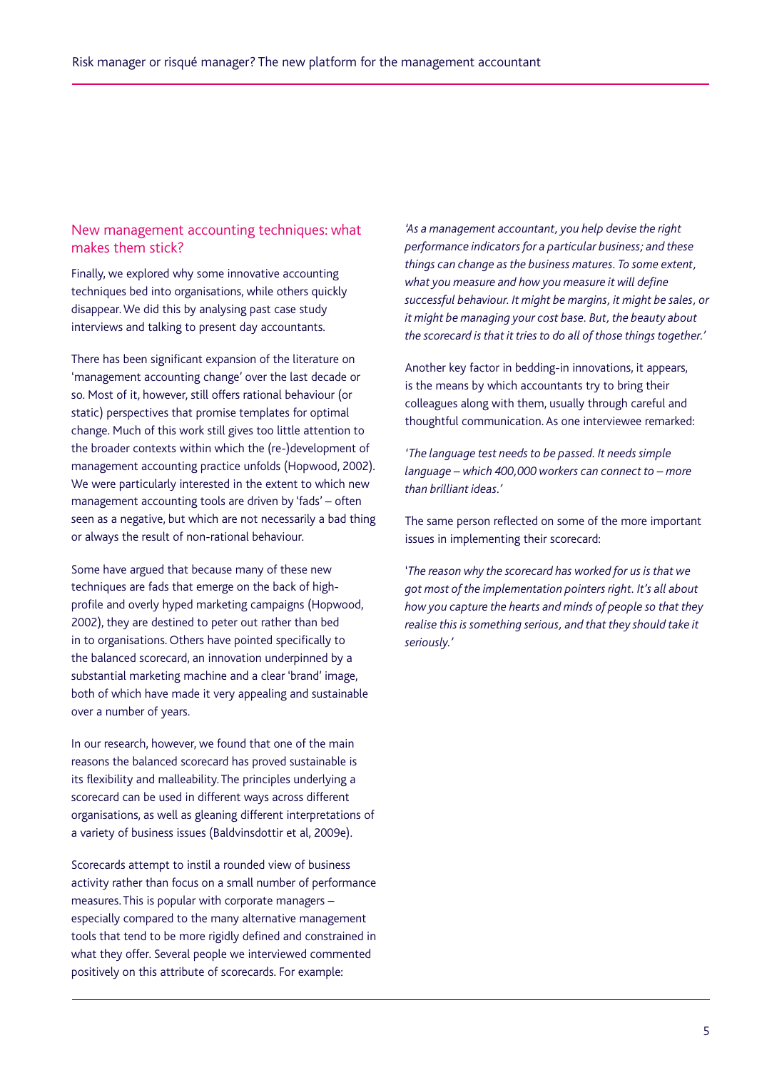## New management accounting techniques: what makes them stick?

Finally, we explored why some innovative accounting techniques bed into organisations, while others quickly disappear. We did this by analysing past case study interviews and talking to present day accountants.

There has been significant expansion of the literature on 'management accounting change' over the last decade or so. Most of it, however, still offers rational behaviour (or static) perspectives that promise templates for optimal change. Much of this work still gives too little attention to the broader contexts within which the (re-)development of management accounting practice unfolds (Hopwood, 2002). We were particularly interested in the extent to which new management accounting tools are driven by 'fads' – often seen as a negative, but which are not necessarily a bad thing or always the result of non-rational behaviour.

Some have argued that because many of these new techniques are fads that emerge on the back of high-profile and overly hyped marketing campaigns (Hopwood, 2002), they are destined to peter out rather than bed in to organisations. Others have pointed specifically to the balanced scorecard, an innovation underpinned by a substantial marketing machine and a clear 'brand' image, both of which have made it very appealing and sustainable over a number of years.

In our research, however, we found that one of the main reasons the balanced scorecard has proved sustainable is its flexibility and malleability. The principles underlying a scorecard can be used in different ways across different organisations, as well as gleaning different interpretations of a variety of business issues (Baldvinsdottir et al, 2009e).

Scorecards attempt to instil a rounded view of business activity rather than focus on a small number of performance measures. This is popular with corporate managers – especially compared to the many alternative management tools that tend to be more rigidly defined and constrained in what they offer. Several people we interviewed commented positively on this attribute of scorecards. For example:

*'As a management accountant, you help devise the right performance indicators for a particular business; and these things can change as the business matures. To some extent, what you measure and how you measure it will define successful behaviour. It might be margins, it might be sales, or it might be managing your cost base. But, the beauty about the scorecard is that it tries to do all of those things together.'*

Another key factor in bedding-in innovations, it appears, is the means by which accountants try to bring their colleagues along with them, usually through careful and thoughtful communication. As one interviewee remarked:

*'The language test needs to be passed. It needs simple language – which 400,000 workers can connect to – more than brilliant ideas.'*

The same person reflected on some of the more important issues in implementing their scorecard:

*'The reason why the scorecard has worked for us is that we got most of the implementation pointers right. It's all about how you capture the hearts and minds of people so that they realise this is something serious, and that they should take it seriously.'*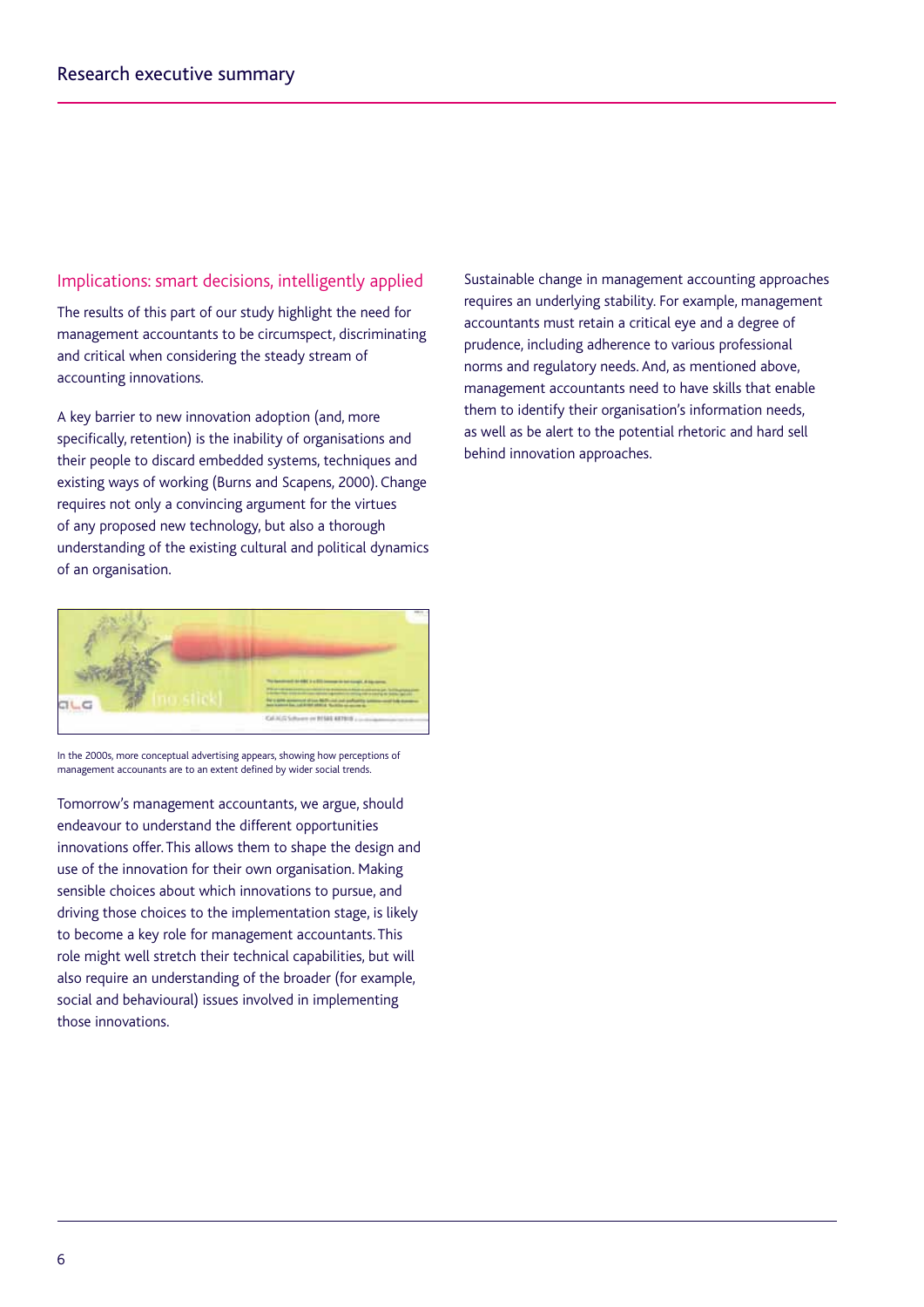## Implications: smart decisions, intelligently applied

The results of this part of our study highlight the need for management accountants to be circumspect, discriminating and critical when considering the steady stream of accounting innovations.

A key barrier to new innovation adoption (and, more specifically, retention) is the inability of organisations and their people to discard embedded systems, techniques and existing ways of working (Burns and Scapens, 2000). Change requires not only a convincing argument for the virtues of any proposed new technology, but also a thorough understanding of the existing cultural and political dynamics of an organisation.

In the 2000s, more conceptual advertising appears, showing how perceptions of management accounants are to an extent defined by wider social trends.

Tomorrow's management accountants, we argue, should endeavour to understand the different opportunities innovations offer. This allows them to shape the design and use of the innovation for their own organisation. Making sensible choices about which innovations to pursue, and driving those choices to the implementation stage, is likely to become a key role for management accountants. This role might well stretch their technical capabilities, but will also require an understanding of the broader (for example, social and behavioural) issues involved in implementing those innovations.

Sustainable change in management accounting approaches requires an underlying stability. For example, management accountants must retain a critical eye and a degree of prudence, including adherence to various professional norms and regulatory needs. And, as mentioned above, management accountants need to have skills that enable them to identify their organisation's information needs, as well as be alert to the potential rhetoric and hard sell behind innovation approaches.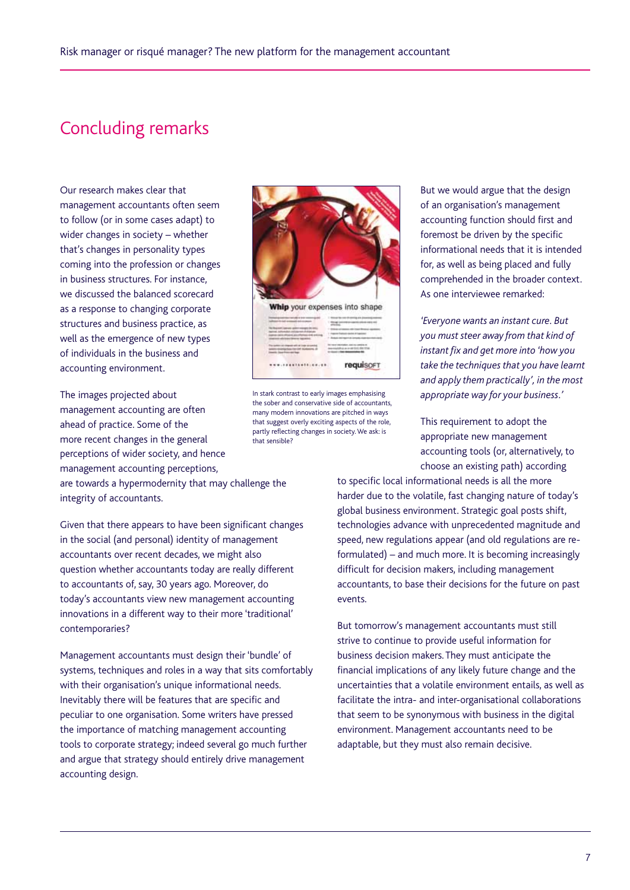# Concluding remarks

Our research makes clear that management accountants often seem to follow (or in some cases adapt) to wider changes in society – whether that's changes in personality types coming into the profession or changes in business structures. For instance, we discussed the balanced scorecard as a response to changing corporate structures and business practice, as well as the emergence of new types of individuals in the business and accounting environment.

The images projected about management accounting are often ahead of practice. Some of the more recent changes in the general perceptions of wider society, and hence management accounting perceptions, are towards a hypermodernity that may challenge the integrity of accountants.

Given that there appears to have been significant changes in the social (and personal) identity of management accountants over recent decades, we might also question whether accountants today are really different to accountants of, say, 30 years ago. Moreover, do today's accountants view new management accounting innovations in a different way to their more 'traditional' contemporaries?

Management accountants must design their 'bundle' of systems, techniques and roles in a way that sits comfortably with their organisation's unique informational needs. Inevitably there will be features that are specific and peculiar to one organisation. Some writers have pressed the importance of matching management accounting tools to corporate strategy; indeed several go much further and argue that strategy should entirely drive management accounting design.

In stark contrast to early images emphasising the sober and conservative side of accountants, many modern innovations are pitched in ways that suggest overly exciting aspects of the role, partly reflecting changes in society. We ask: is that sensible?

But we would argue that the design of an organisation's management accounting function should first and foremost be driven by the specific informational needs that it is intended for, as well as being placed and fully comprehended in the broader context. As one interviewee remarked:

*'Everyone wants an instant cure. But you must steer away from that kind of instant fix and get more into 'how you take the techniques that you have learnt and apply them practically', in the most appropriate way for your business.'*

This requirement to adopt the appropriate new management accounting tools (or, alternatively, to choose an existing path) according to specific local informational needs is all the more harder due to the volatile, fast changing nature of today's global business environment. Strategic goal posts shift, technologies advance with unprecedented magnitude and speed, new regulations appear (and old regulations are re-formulated) – and much more. It is becoming increasingly difficult for decision makers, including management accountants, to base their decisions for the future on past events.

But tomorrow's management accountants must still strive to continue to provide useful information for business decision makers. They must anticipate the financial implications of any likely future change and the uncertainties that a volatile environment entails, as well as facilitate the intra- and inter-organisational collaborations that seem to be synonymous with business in the digital environment. Management accountants need to be adaptable, but they must also remain decisive.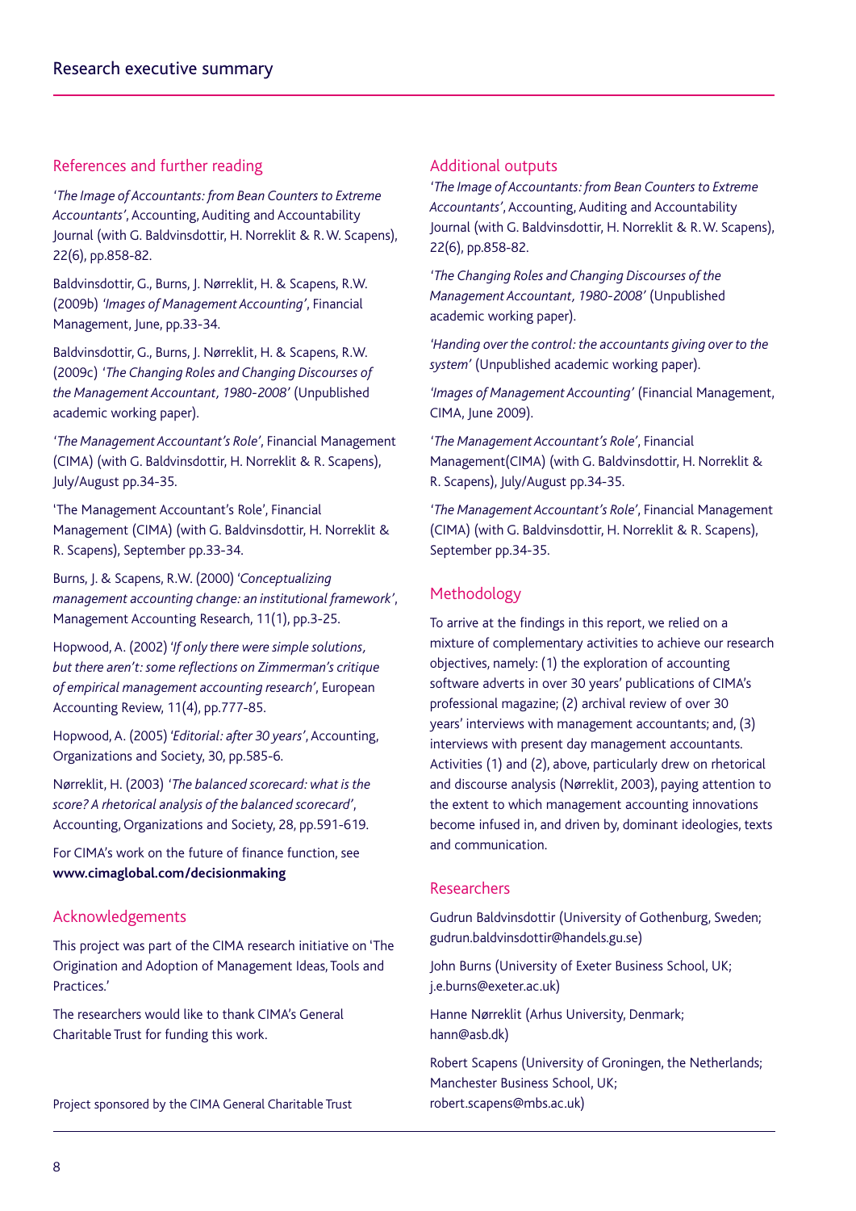## References and further reading

'*The Image of Accountants: from Bean Counters to Extreme Accountants*', Accounting, Auditing and Accountability Journal (with G. Baldvinsdottir, H. Norreklit & R.W. Scapens), 22(6), pp.858-82.

Baldvinsdottir, G., Burns, J. Nørreklit, H. & Scapens, R.W. (2009b) *'Images of Management Accounting'*, Financial Management, June, pp.33-34.

Baldvinsdottir, G., Burns, J. Nørreklit, H. & Scapens, R.W. (2009c) '*The Changing Roles and Changing Discourses of the Management Accountant, 1980-2008*' (Unpublished academic working paper).

'*The Management Accountant's Role*', Financial Management (CIMA) (with G. Baldvinsdottir, H. Norreklit & R. Scapens), July/August pp.34-35.

'The Management Accountant's Role', Financial Management (CIMA) (with G. Baldvinsdottir, H. Norreklit & R. Scapens), September pp.33-34.

Burns, J. & Scapens, R.W. (2000) '*Conceptualizing management accounting change: an institutional framework*', Management Accounting Research, 11(1), pp.3-25.

Hopwood, A. (2002) *'If only there were simple solutions, but there aren't: some reflections on Zimmerman's critique of empirical management accounting research'*, European Accounting Review, 11(4), pp.777-85.

Hopwood, A. (2005) *'Editorial: after 30 years'*, Accounting, Organizations and Society, 30, pp.585-6.

Nørreklit, H. (2003) '*The balanced scorecard: what is the score? A rhetorical analysis of the balanced scorecard*', Accounting, Organizations and Society, 28, pp.591-619.

For CIMA's work on the future of finance function, see **www.cimaglobal.com/decisionmaking**

## Acknowledgements

This project was part of the CIMA research initiative on 'The Origination and Adoption of Management Ideas, Tools and Practices.'

The researchers would like to thank CIMA's General Charitable Trust for funding this work.

Project sponsored by the CIMA General Charitable Trust

## Additional outputs

'*The Image of Accountants: from Bean Counters to Extreme Accountants*', Accounting, Auditing and Accountability Journal (with G. Baldvinsdottir, H. Norreklit & R.W. Scapens), 22(6), pp.858-82.

'*The Changing Roles and Changing Discourses of the Management Accountant, 1980-2008*' (Unpublished academic working paper).

*'Handing over the control: the accountants giving over to the system'* (Unpublished academic working paper).

*'Images of Management Accounting'* (Financial Management, CIMA, June 2009).

'*The Management Accountant's Role*', Financial Management(CIMA) (with G. Baldvinsdottir, H. Norreklit & R. Scapens), July/August pp.34-35.

'*The Management Accountant's Role*', Financial Management (CIMA) (with G. Baldvinsdottir, H. Norreklit & R. Scapens), September pp.34-35.

## Methodology

To arrive at the findings in this report, we relied on a mixture of complementary activities to achieve our research objectives, namely: (1) the exploration of accounting software adverts in over 30 years' publications of CIMA's professional magazine; (2) archival review of over 30 years' interviews with management accountants; and, (3) interviews with present day management accountants. Activities (1) and (2), above, particularly drew on rhetorical and discourse analysis (Nørreklit, 2003), paying attention to the extent to which management accounting innovations become infused in, and driven by, dominant ideologies, texts and communication.

## Researchers

Gudrun Baldvinsdottir (University of Gothenburg, Sweden; gudrun.baldvinsdottir@handels.gu.se)

John Burns (University of Exeter Business School, UK; j.e.burns@exeter.ac.uk)

Hanne Nørreklit (Arhus University, Denmark; hann@asb.dk)

Robert Scapens (University of Groningen, the Netherlands; Manchester Business School, UK; robert.scapens@mbs.ac.uk)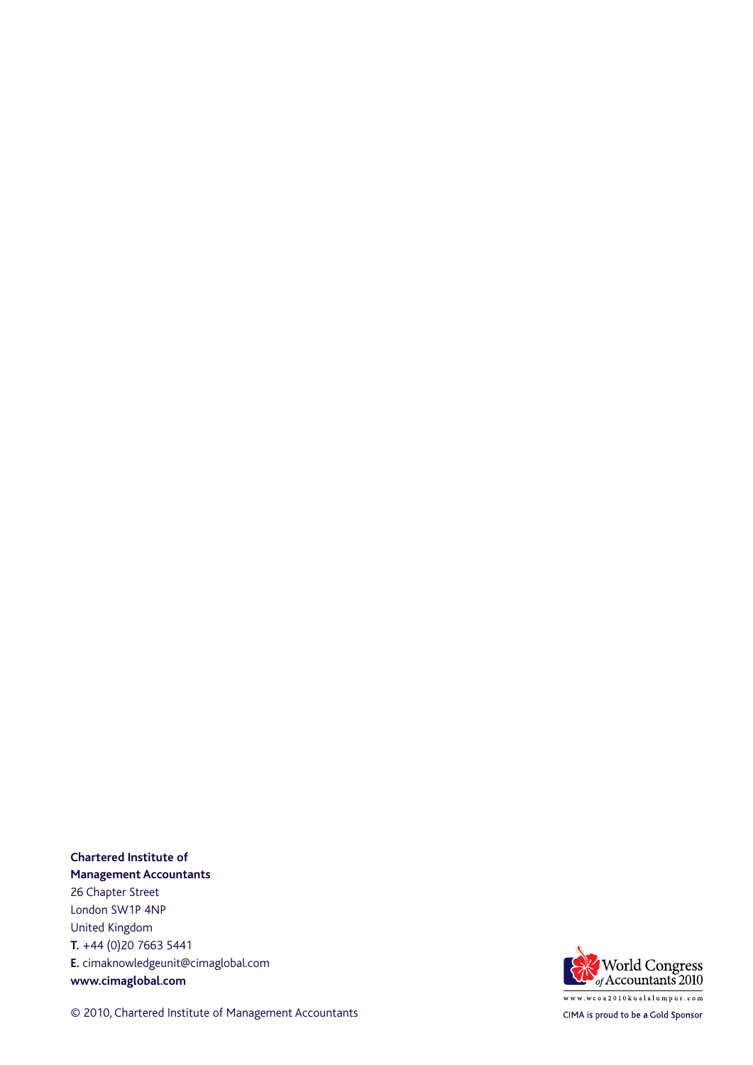**Chartered Institute of Management Accountants**
26 Chapter Street
London SW1P 4NP
United Kingdom
**T.** +44 (0)20 7663 5441
**E.** cimaknowledgeunit@cimaglobal.com
**www.cimaglobal.com**

© 2010, Chartered Institute of Management Accountants

World Congress of Accountants 2010
www.wcoa2010kualalumpur.com
CIMA is proud to be a Gold Sponsor